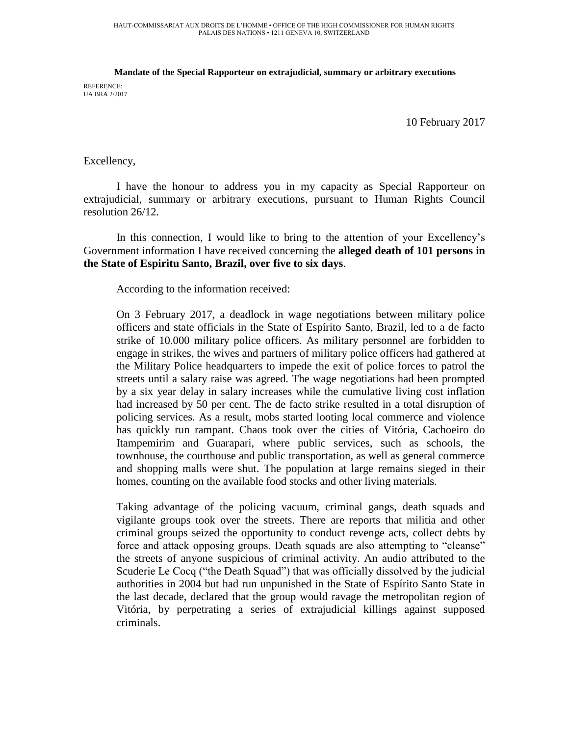HAUT-COMMISSARIAT AUX DROITS DE L'HOMME • OFFICE OF THE HIGH COMMISSIONER FOR HUMAN RIGHTS
PALAIS DES NATIONS • 1211 GENEVA 10, SWITZERLAND

**Mandate of the Special Rapporteur on extrajudicial, summary or arbitrary executions**

REFERENCE:
UA BRA 2/2017

10 February 2017

Excellency,

I have the honour to address you in my capacity as Special Rapporteur on extrajudicial, summary or arbitrary executions, pursuant to Human Rights Council resolution 26/12.

In this connection, I would like to bring to the attention of your Excellency's Government information I have received concerning the **alleged death of 101 persons in the State of Espiritu Santo, Brazil, over five to six days**.

According to the information received:

> On 3 February 2017, a deadlock in wage negotiations between military police officers and state officials in the State of Espírito Santo, Brazil, led to a de facto strike of 10.000 military police officers. As military personnel are forbidden to engage in strikes, the wives and partners of military police officers had gathered at the Military Police headquarters to impede the exit of police forces to patrol the streets until a salary raise was agreed. The wage negotiations had been prompted by a six year delay in salary increases while the cumulative living cost inflation had increased by 50 per cent. The de facto strike resulted in a total disruption of policing services. As a result, mobs started looting local commerce and violence has quickly run rampant. Chaos took over the cities of Vitória, Cachoeiro do Itampemirim and Guarapari, where public services, such as schools, the townhouse, the courthouse and public transportation, as well as general commerce and shopping malls were shut. The population at large remains sieged in their homes, counting on the available food stocks and other living materials.
>
> Taking advantage of the policing vacuum, criminal gangs, death squads and vigilante groups took over the streets. There are reports that militia and other criminal groups seized the opportunity to conduct revenge acts, collect debts by force and attack opposing groups. Death squads are also attempting to "cleanse" the streets of anyone suspicious of criminal activity. An audio attributed to the Scuderie Le Cocq ("the Death Squad") that was officially dissolved by the judicial authorities in 2004 but had run unpunished in the State of Espírito Santo State in the last decade, declared that the group would ravage the metropolitan region of Vitória, by perpetrating a series of extrajudicial killings against supposed criminals.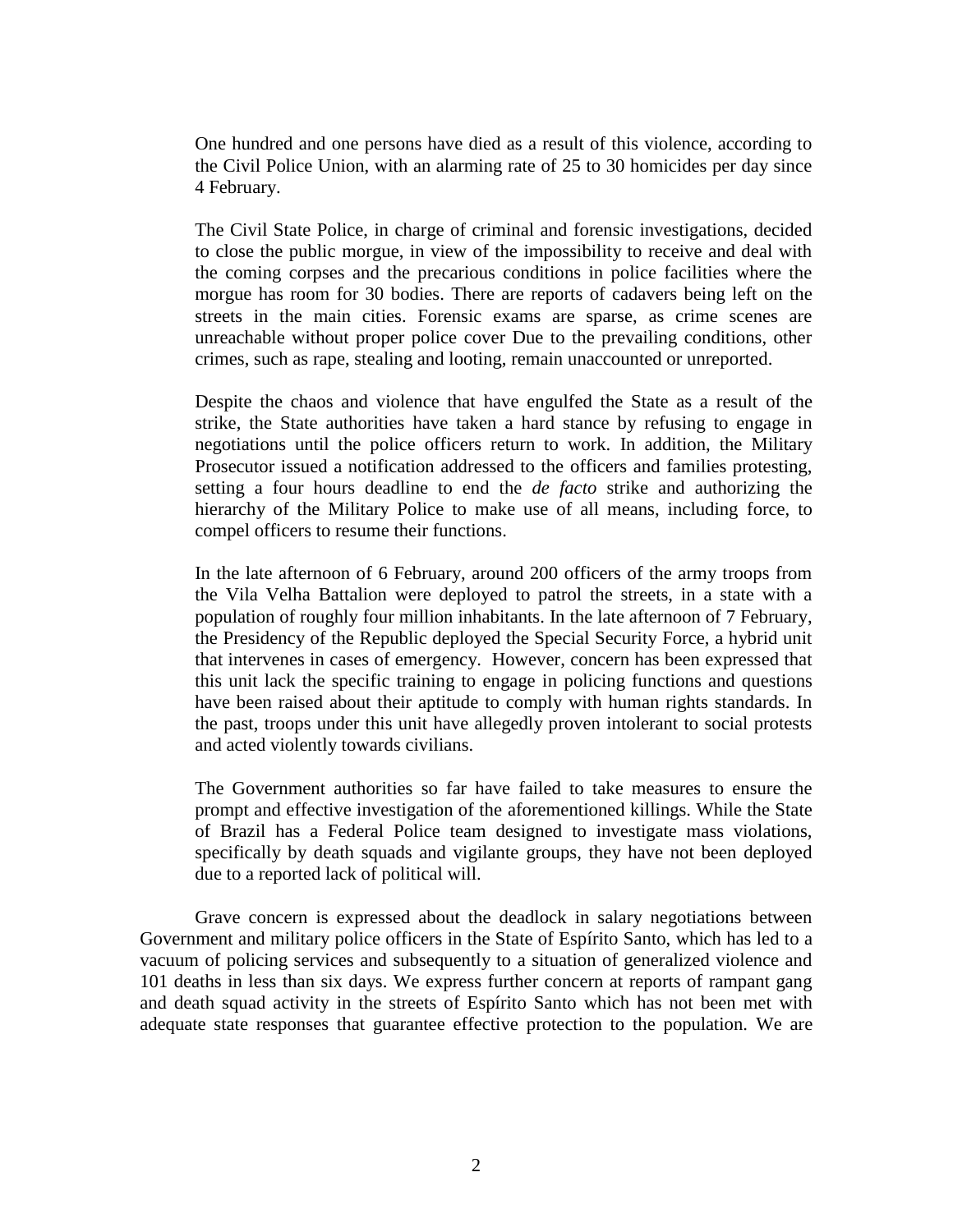One hundred and one persons have died as a result of this violence, according to the Civil Police Union, with an alarming rate of 25 to 30 homicides per day since 4 February.

The Civil State Police, in charge of criminal and forensic investigations, decided to close the public morgue, in view of the impossibility to receive and deal with the coming corpses and the precarious conditions in police facilities where the morgue has room for 30 bodies. There are reports of cadavers being left on the streets in the main cities. Forensic exams are sparse, as crime scenes are unreachable without proper police cover Due to the prevailing conditions, other crimes, such as rape, stealing and looting, remain unaccounted or unreported.

Despite the chaos and violence that have engulfed the State as a result of the strike, the State authorities have taken a hard stance by refusing to engage in negotiations until the police officers return to work. In addition, the Military Prosecutor issued a notification addressed to the officers and families protesting, setting a four hours deadline to end the *de facto* strike and authorizing the hierarchy of the Military Police to make use of all means, including force, to compel officers to resume their functions.

In the late afternoon of 6 February, around 200 officers of the army troops from the Vila Velha Battalion were deployed to patrol the streets, in a state with a population of roughly four million inhabitants. In the late afternoon of 7 February, the Presidency of the Republic deployed the Special Security Force, a hybrid unit that intervenes in cases of emergency. However, concern has been expressed that this unit lack the specific training to engage in policing functions and questions have been raised about their aptitude to comply with human rights standards. In the past, troops under this unit have allegedly proven intolerant to social protests and acted violently towards civilians.

The Government authorities so far have failed to take measures to ensure the prompt and effective investigation of the aforementioned killings. While the State of Brazil has a Federal Police team designed to investigate mass violations, specifically by death squads and vigilante groups, they have not been deployed due to a reported lack of political will.

Grave concern is expressed about the deadlock in salary negotiations between Government and military police officers in the State of Espírito Santo, which has led to a vacuum of policing services and subsequently to a situation of generalized violence and 101 deaths in less than six days. We express further concern at reports of rampant gang and death squad activity in the streets of Espírito Santo which has not been met with adequate state responses that guarantee effective protection to the population. We are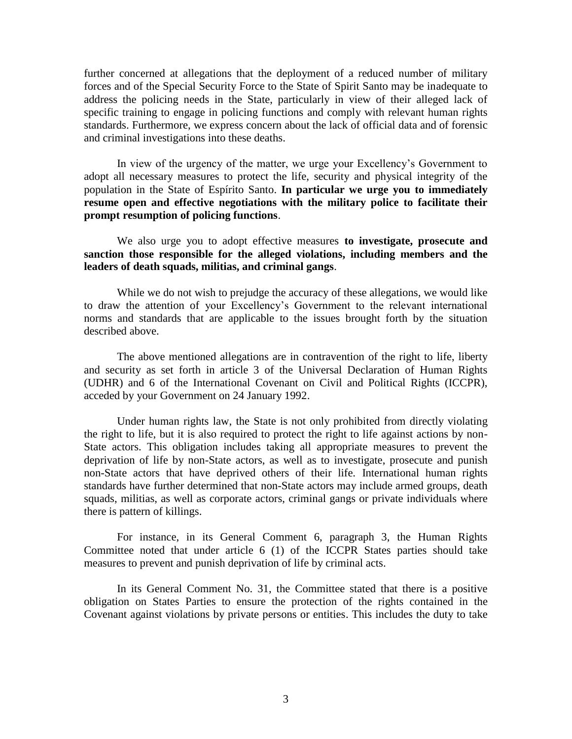further concerned at allegations that the deployment of a reduced number of military forces and of the Special Security Force to the State of Spirit Santo may be inadequate to address the policing needs in the State, particularly in view of their alleged lack of specific training to engage in policing functions and comply with relevant human rights standards. Furthermore, we express concern about the lack of official data and of forensic and criminal investigations into these deaths.

In view of the urgency of the matter, we urge your Excellency's Government to adopt all necessary measures to protect the life, security and physical integrity of the population in the State of Espírito Santo. **In particular we urge you to immediately resume open and effective negotiations with the military police to facilitate their prompt resumption of policing functions**.

We also urge you to adopt effective measures **to investigate, prosecute and sanction those responsible for the alleged violations, including members and the leaders of death squads, militias, and criminal gangs**.

While we do not wish to prejudge the accuracy of these allegations, we would like to draw the attention of your Excellency's Government to the relevant international norms and standards that are applicable to the issues brought forth by the situation described above.

The above mentioned allegations are in contravention of the right to life, liberty and security as set forth in article 3 of the Universal Declaration of Human Rights (UDHR) and 6 of the International Covenant on Civil and Political Rights (ICCPR), acceded by your Government on 24 January 1992.

Under human rights law, the State is not only prohibited from directly violating the right to life, but it is also required to protect the right to life against actions by non-State actors. This obligation includes taking all appropriate measures to prevent the deprivation of life by non-State actors, as well as to investigate, prosecute and punish non-State actors that have deprived others of their life. International human rights standards have further determined that non-State actors may include armed groups, death squads, militias, as well as corporate actors, criminal gangs or private individuals where there is pattern of killings.

For instance, in its General Comment 6, paragraph 3, the Human Rights Committee noted that under article 6 (1) of the ICCPR States parties should take measures to prevent and punish deprivation of life by criminal acts.

In its General Comment No. 31, the Committee stated that there is a positive obligation on States Parties to ensure the protection of the rights contained in the Covenant against violations by private persons or entities. This includes the duty to take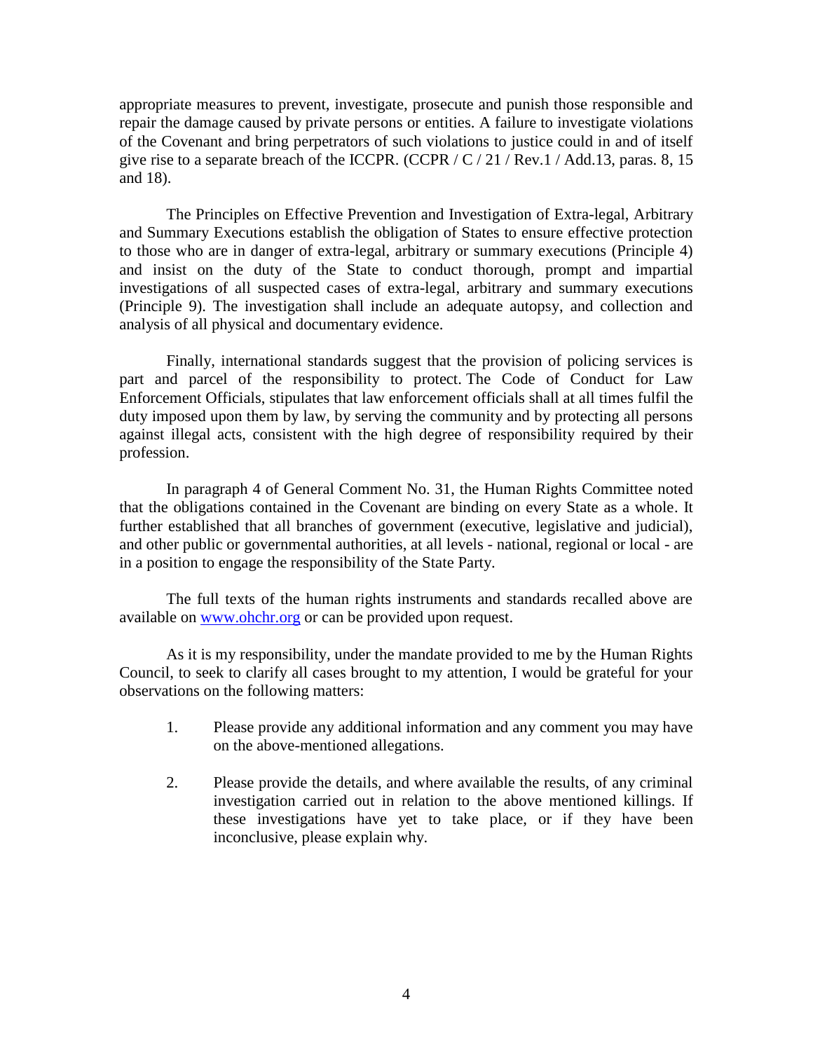appropriate measures to prevent, investigate, prosecute and punish those responsible and repair the damage caused by private persons or entities. A failure to investigate violations of the Covenant and bring perpetrators of such violations to justice could in and of itself give rise to a separate breach of the ICCPR. (CCPR / C / 21 / Rev.1 / Add.13, paras. 8, 15 and 18).

The Principles on Effective Prevention and Investigation of Extra-legal, Arbitrary and Summary Executions establish the obligation of States to ensure effective protection to those who are in danger of extra-legal, arbitrary or summary executions (Principle 4) and insist on the duty of the State to conduct thorough, prompt and impartial investigations of all suspected cases of extra-legal, arbitrary and summary executions (Principle 9). The investigation shall include an adequate autopsy, and collection and analysis of all physical and documentary evidence.

Finally, international standards suggest that the provision of policing services is part and parcel of the responsibility to protect. The Code of Conduct for Law Enforcement Officials, stipulates that law enforcement officials shall at all times fulfil the duty imposed upon them by law, by serving the community and by protecting all persons against illegal acts, consistent with the high degree of responsibility required by their profession.

In paragraph 4 of General Comment No. 31, the Human Rights Committee noted that the obligations contained in the Covenant are binding on every State as a whole. It further established that all branches of government (executive, legislative and judicial), and other public or governmental authorities, at all levels - national, regional or local - are in a position to engage the responsibility of the State Party.

The full texts of the human rights instruments and standards recalled above are available on [www.ohchr.org](http://www.ohchr.org) or can be provided upon request.

As it is my responsibility, under the mandate provided to me by the Human Rights Council, to seek to clarify all cases brought to my attention, I would be grateful for your observations on the following matters:

1. Please provide any additional information and any comment you may have on the above-mentioned allegations.

2. Please provide the details, and where available the results, of any criminal investigation carried out in relation to the above mentioned killings. If these investigations have yet to take place, or if they have been inconclusive, please explain why.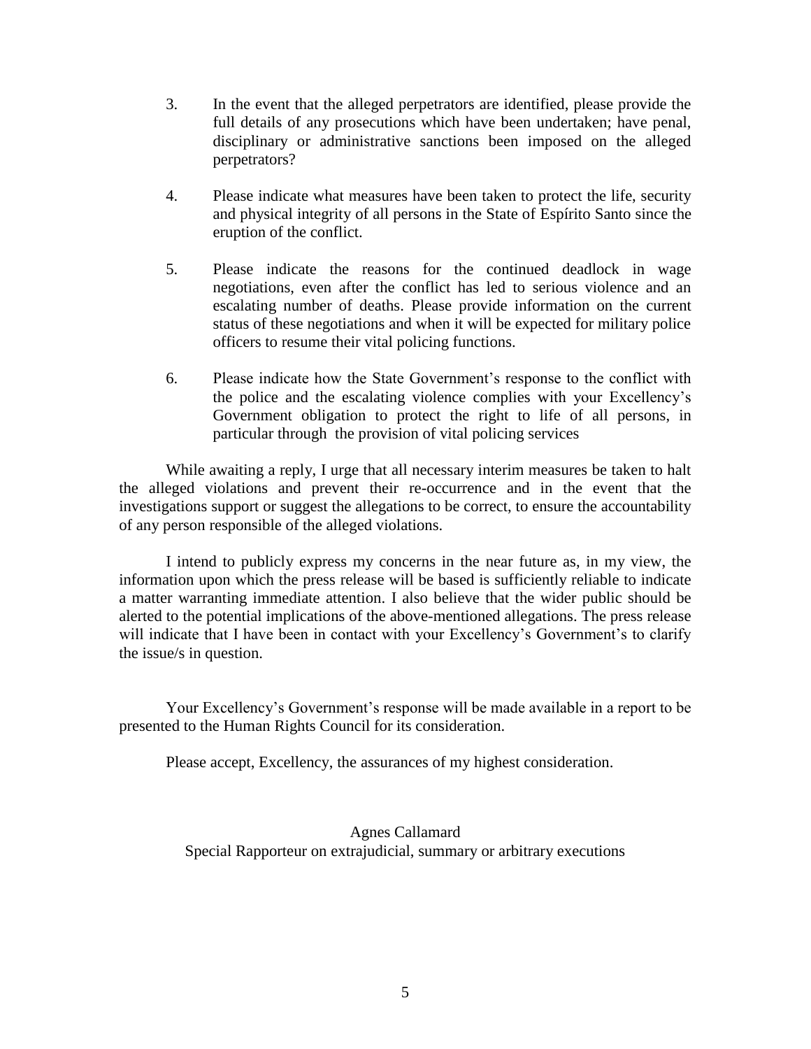3. In the event that the alleged perpetrators are identified, please provide the full details of any prosecutions which have been undertaken; have penal, disciplinary or administrative sanctions been imposed on the alleged perpetrators?

4. Please indicate what measures have been taken to protect the life, security and physical integrity of all persons in the State of Espírito Santo since the eruption of the conflict.

5. Please indicate the reasons for the continued deadlock in wage negotiations, even after the conflict has led to serious violence and an escalating number of deaths. Please provide information on the current status of these negotiations and when it will be expected for military police officers to resume their vital policing functions.

6. Please indicate how the State Government's response to the conflict with the police and the escalating violence complies with your Excellency's Government obligation to protect the right to life of all persons, in particular through the provision of vital policing services

While awaiting a reply, I urge that all necessary interim measures be taken to halt the alleged violations and prevent their re-occurrence and in the event that the investigations support or suggest the allegations to be correct, to ensure the accountability of any person responsible of the alleged violations.

I intend to publicly express my concerns in the near future as, in my view, the information upon which the press release will be based is sufficiently reliable to indicate a matter warranting immediate attention. I also believe that the wider public should be alerted to the potential implications of the above-mentioned allegations. The press release will indicate that I have been in contact with your Excellency's Government's to clarify the issue/s in question.

Your Excellency's Government's response will be made available in a report to be presented to the Human Rights Council for its consideration.

Please accept, Excellency, the assurances of my highest consideration.

Agnes Callamard
Special Rapporteur on extrajudicial, summary or arbitrary executions